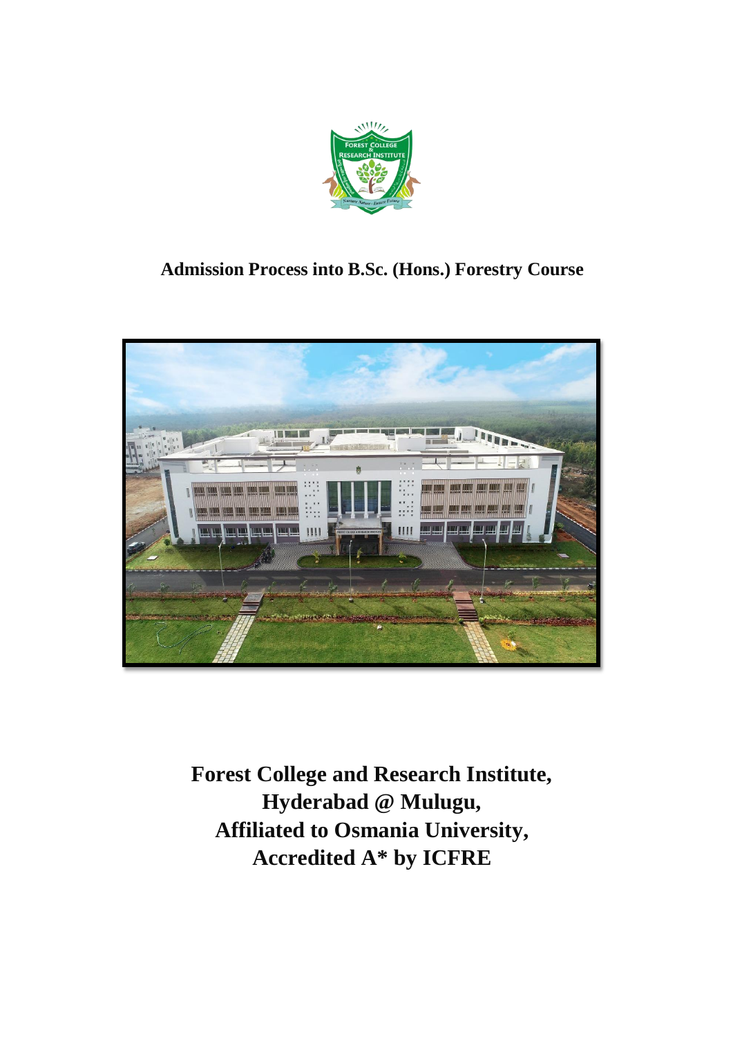# Admission Process into B.Sc. (Hons.) Forestry Course

**Forest College and Research Institute,**
**Hyderabad @ Mulugu,**
**Affiliated to Osmania University,**
**Accredited A* by ICFRE**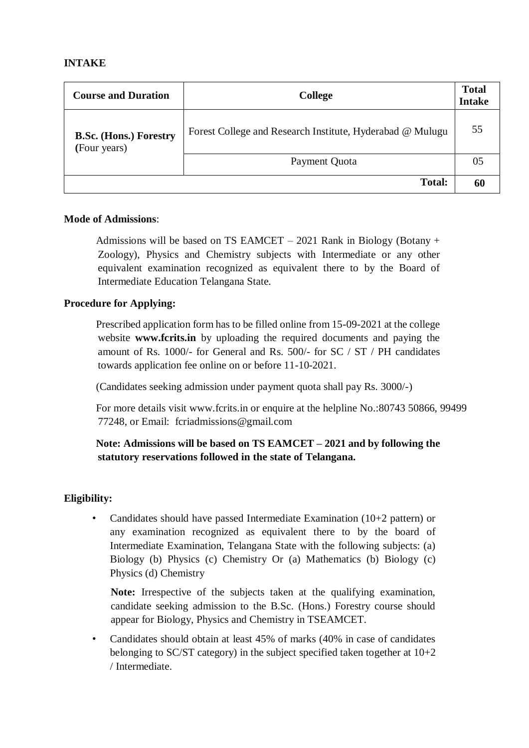**INTAKE**

| Course and Duration | College | Total Intake |
|---|---|---|
| **B.Sc. (Hons.) Forestry** (Four years) | Forest College and Research Institute, Hyderabad @ Mulugu | 55 |
| | Payment Quota | 05 |
| | **Total:** | **60** |

**Mode of Admissions**:

Admissions will be based on TS EAMCET – 2021 Rank in Biology (Botany + Zoology), Physics and Chemistry subjects with Intermediate or any other equivalent examination recognized as equivalent there to by the Board of Intermediate Education Telangana State.

**Procedure for Applying:**

Prescribed application form has to be filled online from 15-09-2021 at the college website **www.fcrits.in** by uploading the required documents and paying the amount of Rs. 1000/- for General and Rs. 500/- for SC / ST / PH candidates towards application fee online on or before 11-10-2021.

(Candidates seeking admission under payment quota shall pay Rs. 3000/-)

For more details visit www.fcrits.in or enquire at the helpline No.:80743 50866, 99499 77248, or Email: fcriadmissions@gmail.com

**Note: Admissions will be based on TS EAMCET – 2021 and by following the statutory reservations followed in the state of Telangana.**

**Eligibility:**

- Candidates should have passed Intermediate Examination (10+2 pattern) or any examination recognized as equivalent there to by the board of Intermediate Examination, Telangana State with the following subjects: (a) Biology (b) Physics (c) Chemistry Or (a) Mathematics (b) Biology (c) Physics (d) Chemistry

  **Note:** Irrespective of the subjects taken at the qualifying examination, candidate seeking admission to the B.Sc. (Hons.) Forestry course should appear for Biology, Physics and Chemistry in TSEAMCET.

- Candidates should obtain at least 45% of marks (40% in case of candidates belonging to SC/ST category) in the subject specified taken together at 10+2 / Intermediate.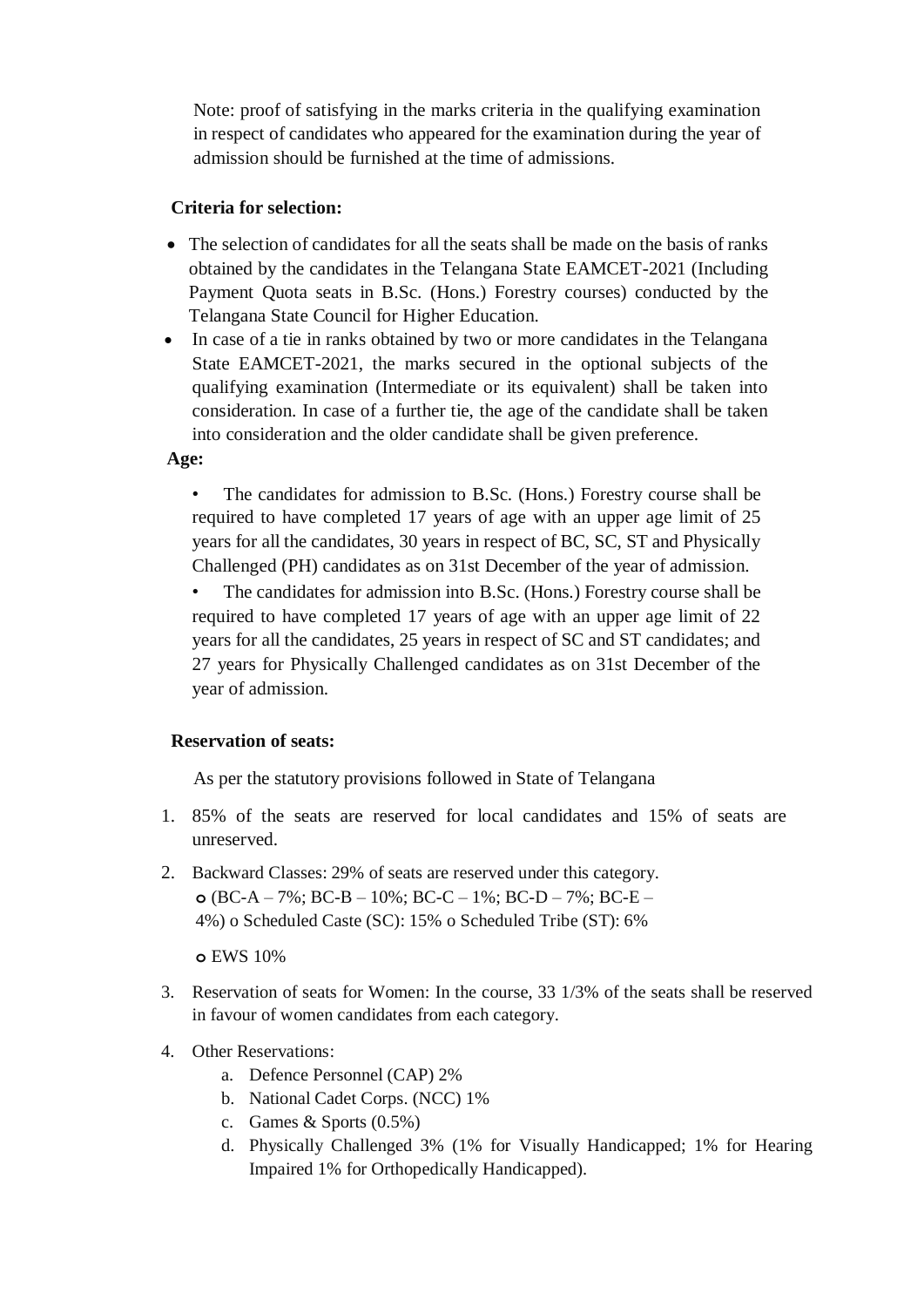Note: proof of satisfying in the marks criteria in the qualifying examination in respect of candidates who appeared for the examination during the year of admission should be furnished at the time of admissions.

**Criteria for selection:**

- The selection of candidates for all the seats shall be made on the basis of ranks obtained by the candidates in the Telangana State EAMCET-2021 (Including Payment Quota seats in B.Sc. (Hons.) Forestry courses) conducted by the Telangana State Council for Higher Education.
- In case of a tie in ranks obtained by two or more candidates in the Telangana State EAMCET-2021, the marks secured in the optional subjects of the qualifying examination (Intermediate or its equivalent) shall be taken into consideration. In case of a further tie, the age of the candidate shall be taken into consideration and the older candidate shall be given preference.

**Age:**

- The candidates for admission to B.Sc. (Hons.) Forestry course shall be required to have completed 17 years of age with an upper age limit of 25 years for all the candidates, 30 years in respect of BC, SC, ST and Physically Challenged (PH) candidates as on 31st December of the year of admission.
- The candidates for admission into B.Sc. (Hons.) Forestry course shall be required to have completed 17 years of age with an upper age limit of 22 years for all the candidates, 25 years in respect of SC and ST candidates; and 27 years for Physically Challenged candidates as on 31st December of the year of admission.

**Reservation of seats:**

As per the statutory provisions followed in State of Telangana

1. 85% of the seats are reserved for local candidates and 15% of seats are unreserved.
2. Backward Classes: 29% of seats are reserved under this category.
   - (BC-A – 7%; BC-B – 10%; BC-C – 1%; BC-D – 7%; BC-E – 4%) o Scheduled Caste (SC): 15% o Scheduled Tribe (ST): 6%
   - EWS 10%
3. Reservation of seats for Women: In the course, 33 1/3% of the seats shall be reserved in favour of women candidates from each category.
4. Other Reservations:
   a. Defence Personnel (CAP) 2%
   b. National Cadet Corps. (NCC) 1%
   c. Games & Sports (0.5%)
   d. Physically Challenged 3% (1% for Visually Handicapped; 1% for Hearing Impaired 1% for Orthopedically Handicapped).